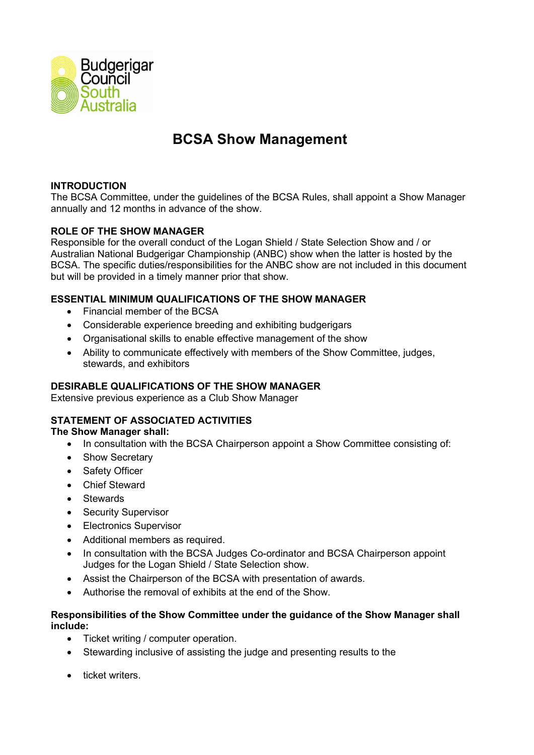# BCSA Show Management

## INTRODUCTION

The BCSA Committee, under the guidelines of the BCSA Rules, shall appoint a Show Manager annually and 12 months in advance of the show.

## ROLE OF THE SHOW MANAGER

Responsible for the overall conduct of the Logan Shield / State Selection Show and / or Australian National Budgerigar Championship (ANBC) show when the latter is hosted by the BCSA. The specific duties/responsibilities for the ANBC show are not included in this document but will be provided in a timely manner prior that show.

## ESSENTIAL MINIMUM QUALIFICATIONS OF THE SHOW MANAGER

- Financial member of the BCSA
- Considerable experience breeding and exhibiting budgerigars
- Organisational skills to enable effective management of the show
- Ability to communicate effectively with members of the Show Committee, judges, stewards, and exhibitors

## DESIRABLE QUALIFICATIONS OF THE SHOW MANAGER

Extensive previous experience as a Club Show Manager

## STATEMENT OF ASSOCIATED ACTIVITIES

**The Show Manager shall:**

- In consultation with the BCSA Chairperson appoint a Show Committee consisting of:
- Show Secretary
- Safety Officer
- Chief Steward
- Stewards
- Security Supervisor
- Electronics Supervisor
- Additional members as required.
- In consultation with the BCSA Judges Co-ordinator and BCSA Chairperson appoint Judges for the Logan Shield / State Selection show.
- Assist the Chairperson of the BCSA with presentation of awards.
- Authorise the removal of exhibits at the end of the Show.

**Responsibilities of the Show Committee under the guidance of the Show Manager shall include:**

- Ticket writing / computer operation.
- Stewarding inclusive of assisting the judge and presenting results to the
- ticket writers.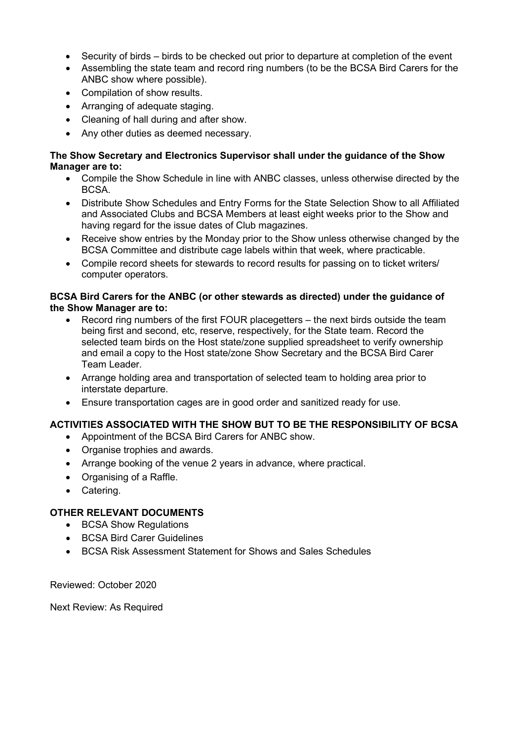- Security of birds – birds to be checked out prior to departure at completion of the event
- Assembling the state team and record ring numbers (to be the BCSA Bird Carers for the ANBC show where possible).
- Compilation of show results.
- Arranging of adequate staging.
- Cleaning of hall during and after show.
- Any other duties as deemed necessary.

**The Show Secretary and Electronics Supervisor shall under the guidance of the Show Manager are to:**

- Compile the Show Schedule in line with ANBC classes, unless otherwise directed by the BCSA.
- Distribute Show Schedules and Entry Forms for the State Selection Show to all Affiliated and Associated Clubs and BCSA Members at least eight weeks prior to the Show and having regard for the issue dates of Club magazines.
- Receive show entries by the Monday prior to the Show unless otherwise changed by the BCSA Committee and distribute cage labels within that week, where practicable.
- Compile record sheets for stewards to record results for passing on to ticket writers/ computer operators.

**BCSA Bird Carers for the ANBC (or other stewards as directed) under the guidance of the Show Manager are to:**

- Record ring numbers of the first FOUR placegetters – the next birds outside the team being first and second, etc, reserve, respectively, for the State team. Record the selected team birds on the Host state/zone supplied spreadsheet to verify ownership and email a copy to the Host state/zone Show Secretary and the BCSA Bird Carer Team Leader.
- Arrange holding area and transportation of selected team to holding area prior to interstate departure.
- Ensure transportation cages are in good order and sanitized ready for use.

**ACTIVITIES ASSOCIATED WITH THE SHOW BUT TO BE THE RESPONSIBILITY OF BCSA**

- Appointment of the BCSA Bird Carers for ANBC show.
- Organise trophies and awards.
- Arrange booking of the venue 2 years in advance, where practical.
- Organising of a Raffle.
- Catering.

**OTHER RELEVANT DOCUMENTS**

- BCSA Show Regulations
- BCSA Bird Carer Guidelines
- BCSA Risk Assessment Statement for Shows and Sales Schedules

Reviewed: October 2020

Next Review: As Required